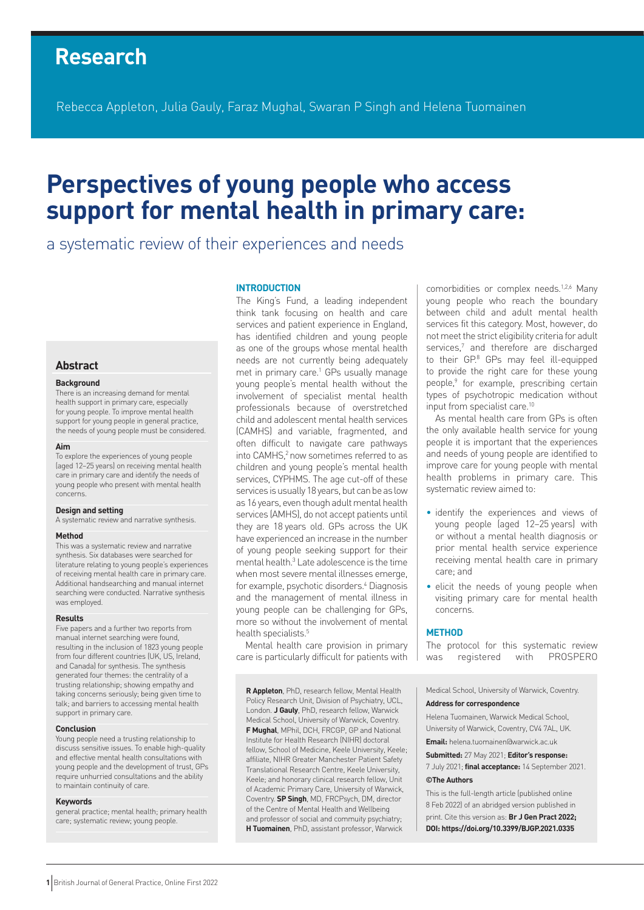# Research

Rebecca Appleton, Julia Gauly, Faraz Mughal, Swaran P Singh and Helena Tuomainen

# Perspectives of young people who access support for mental health in primary care:

## a systematic review of their experiences and needs

## Abstract

### Background

There is an increasing demand for mental health support in primary care, especially for young people. To improve mental health support for young people in general practice, the needs of young people must be considered.

### Aim

To explore the experiences of young people (aged 12–25 years) on receiving mental health care in primary care and identify the needs of young people who present with mental health concerns.

### Design and setting

A systematic review and narrative synthesis.

### Method

This was a systematic review and narrative synthesis. Six databases were searched for literature relating to young people's experiences of receiving mental health care in primary care. Additional handsearching and manual internet searching were conducted. Narrative synthesis was employed.

### Results

Five papers and a further two reports from manual internet searching were found, resulting in the inclusion of 1823 young people from four different countries (UK, US, Ireland, and Canada) for synthesis. The synthesis generated four themes: the centrality of a trusting relationship; showing empathy and taking concerns seriously; being given time to talk; and barriers to accessing mental health support in primary care.

### Conclusion

Young people need a trusting relationship to discuss sensitive issues. To enable high-quality and effective mental health consultations with young people and the development of trust, GPs require unhurried consultations and the ability to maintain continuity of care.

### Keywords

general practice; mental health; primary health care; systematic review; young people.

## INTRODUCTION

The King's Fund, a leading independent think tank focusing on health and care services and patient experience in England, has identified children and young people as one of the groups whose mental health needs are not currently being adequately met in primary care.[1] GPs usually manage young people's mental health without the involvement of specialist mental health professionals because of overstretched child and adolescent mental health services (CAMHS) and variable, fragmented, and often difficult to navigate care pathways into CAMHS,[2] now sometimes referred to as children and young people's mental health services, CYPHMS. The age cut-off of these services is usually 18 years, but can be as low as 16 years, even though adult mental health services (AMHS), do not accept patients until they are 18 years old. GPs across the UK have experienced an increase in the number of young people seeking support for their mental health.[3] Late adolescence is the time when most severe mental illnesses emerge, for example, psychotic disorders.[4] Diagnosis and the management of mental illness in young people can be challenging for GPs, more so without the involvement of mental health specialists.[5]

Mental health care provision in primary care is particularly difficult for patients with comorbidities or complex needs.[1,2,6] Many young people who reach the boundary between child and adult mental health services fit this category. Most, however, do not meet the strict eligibility criteria for adult services,[7] and therefore are discharged to their GP.[8] GPs may feel ill-equipped to provide the right care for these young people,[9] for example, prescribing certain types of psychotropic medication without input from specialist care.[10]

As mental health care from GPs is often the only available health service for young people it is important that the experiences and needs of young people are identified to improve care for young people with mental health problems in primary care. This systematic review aimed to:

- identify the experiences and views of young people (aged 12–25 years) with or without a mental health diagnosis or prior mental health service experience receiving mental health care in primary care; and
- elicit the needs of young people when visiting primary care for mental health concerns.

## METHOD

The protocol for this systematic review was registered with PROSPERO

**R Appleton**, PhD, research fellow, Mental Health Policy Research Unit, Division of Psychiatry, UCL, London. **J Gauly**, PhD, research fellow, Warwick Medical School, University of Warwick, Coventry. **F Mughal**, MPhil, DCH, FRCGP, GP and National Institute for Health Research (NIHR) doctoral fellow, School of Medicine, Keele University, Keele; affiliate, NIHR Greater Manchester Patient Safety Translational Research Centre, Keele University, Keele; and honorary clinical research fellow, Unit of Academic Primary Care, University of Warwick, Coventry. **SP Singh**, MD, FRCPsych, DM, director of the Centre of Mental Health and Wellbeing and professor of social and commuity psychiatry; **H Tuomainen**, PhD, assistant professor, Warwick Medical School, University of Warwick, Coventry.

**Address for correspondence**

Helena Tuomainen, Warwick Medical School, University of Warwick, Coventry, CV4 7AL, UK.

**Email:** helena.tuomainen@warwick.ac.uk

**Submitted:** 27 May 2021; **Editor's response:** 7 July 2021; **final acceptance:** 14 September 2021.

**©The Authors**

This is the full-length article (published online 8 Feb 2022) of an abridged version published in print. Cite this version as: **Br J Gen Pract 2022; DOI: https://doi.org/10.3399/BJGP.2021.0335**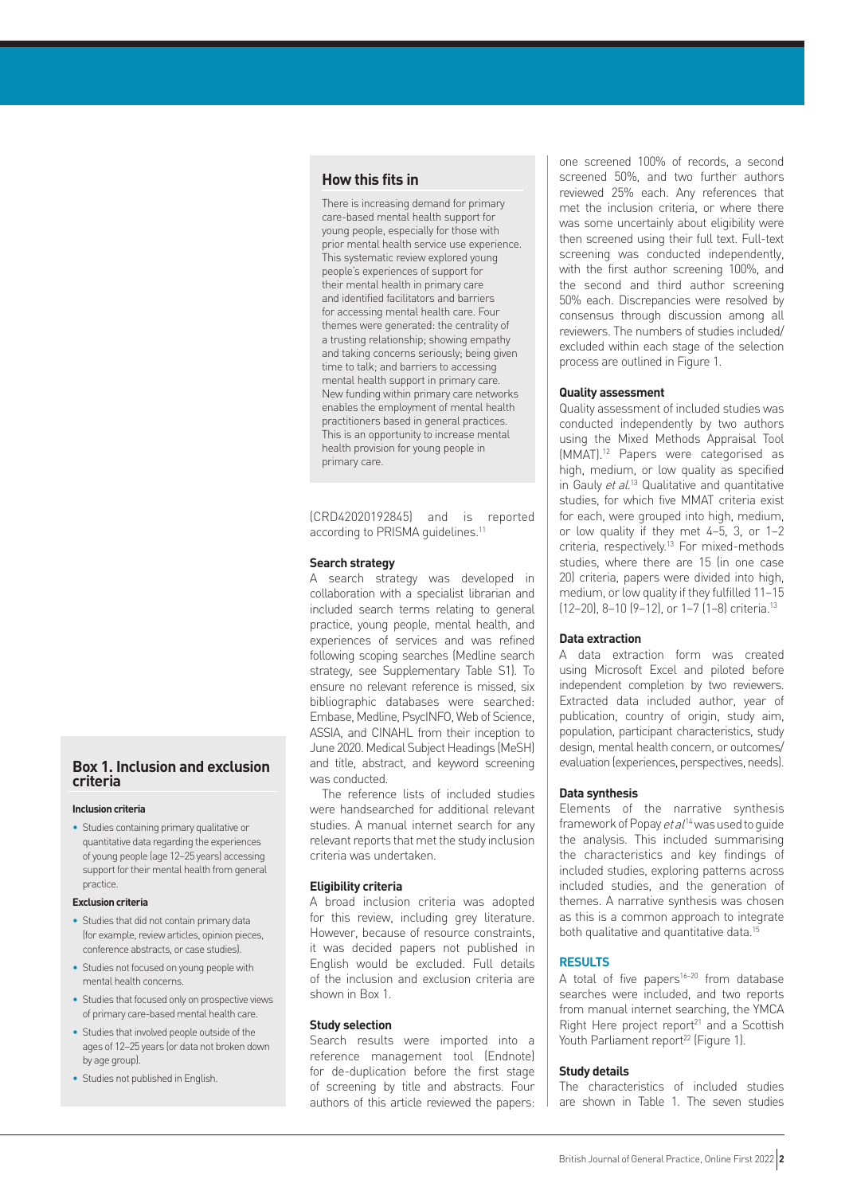## How this fits in

There is increasing demand for primary care-based mental health support for young people, especially for those with prior mental health service use experience. This systematic review explored young people's experiences of support for their mental health in primary care and identified facilitators and barriers for accessing mental health care. Four themes were generated: the centrality of a trusting relationship; showing empathy and taking concerns seriously; being given time to talk; and barriers to accessing mental health support in primary care. New funding within primary care networks enables the employment of mental health practitioners based in general practices. This is an opportunity to increase mental health provision for young people in primary care.

(CRD42020192845) and is reported according to PRISMA guidelines.[11]

### Search strategy

A search strategy was developed in collaboration with a specialist librarian and included search terms relating to general practice, young people, mental health, and experiences of services and was refined following scoping searches (Medline search strategy, see Supplementary Table S1). To ensure no relevant reference is missed, six bibliographic databases were searched: Embase, Medline, PsycINFO, Web of Science, ASSIA, and CINAHL from their inception to June 2020. Medical Subject Headings (MeSH) and title, abstract, and keyword screening was conducted.

The reference lists of included studies were handsearched for additional relevant studies. A manual internet search for any relevant reports that met the study inclusion criteria was undertaken.

### Eligibility criteria

A broad inclusion criteria was adopted for this review, including grey literature. However, because of resource constraints, it was decided papers not published in English would be excluded. Full details of the inclusion and exclusion criteria are shown in Box 1.

## Box 1. Inclusion and exclusion criteria

**Inclusion criteria**

- Studies containing primary qualitative or quantitative data regarding the experiences of young people (age 12–25 years) accessing support for their mental health from general practice.

**Exclusion criteria**

- Studies that did not contain primary data (for example, review articles, opinion pieces, conference abstracts, or case studies).
- Studies not focused on young people with mental health concerns.
- Studies that focused only on prospective views of primary care-based mental health care.
- Studies that involved people outside of the ages of 12–25 years (or data not broken down by age group).
- Studies not published in English.

### Study selection

Search results were imported into a reference management tool (Endnote) for de-duplication before the first stage of screening by title and abstracts. Four authors of this article reviewed the papers: one screened 100% of records, a second screened 50%, and two further authors reviewed 25% each. Any references that met the inclusion criteria, or where there was some uncertainly about eligibility were then screened using their full text. Full-text screening was conducted independently, with the first author screening 100%, and the second and third author screening 50% each. Discrepancies were resolved by consensus through discussion among all reviewers. The numbers of studies included/excluded within each stage of the selection process are outlined in Figure 1.

### Quality assessment

Quality assessment of included studies was conducted independently by two authors using the Mixed Methods Appraisal Tool (MMAT).[12] Papers were categorised as high, medium, or low quality as specified in Gauly *et al*.[13] Qualitative and quantitative studies, for which five MMAT criteria exist for each, were grouped into high, medium, or low quality if they met 4–5, 3, or 1–2 criteria, respectively.[13] For mixed-methods studies, where there are 15 (in one case 20) criteria, papers were divided into high, medium, or low quality if they fulfilled 11–15 (12–20), 8–10 (9–12), or 1–7 (1–8) criteria.[13]

### Data extraction

A data extraction form was created using Microsoft Excel and piloted before independent completion by two reviewers. Extracted data included author, year of publication, country of origin, study aim, population, participant characteristics, study design, mental health concern, or outcomes/evaluation (experiences, perspectives, needs).

### Data synthesis

Elements of the narrative synthesis framework of Popay *et al*[14] was used to guide the analysis. This included summarising the characteristics and key findings of included studies, exploring patterns across included studies, and the generation of themes. A narrative synthesis was chosen as this is a common approach to integrate both qualitative and quantitative data.[15]

## RESULTS

A total of five papers[16–20] from database searches were included, and two reports from manual internet searching, the YMCA Right Here project report[21] and a Scottish Youth Parliament report[22] (Figure 1).

### Study details

The characteristics of included studies are shown in Table 1. The seven studies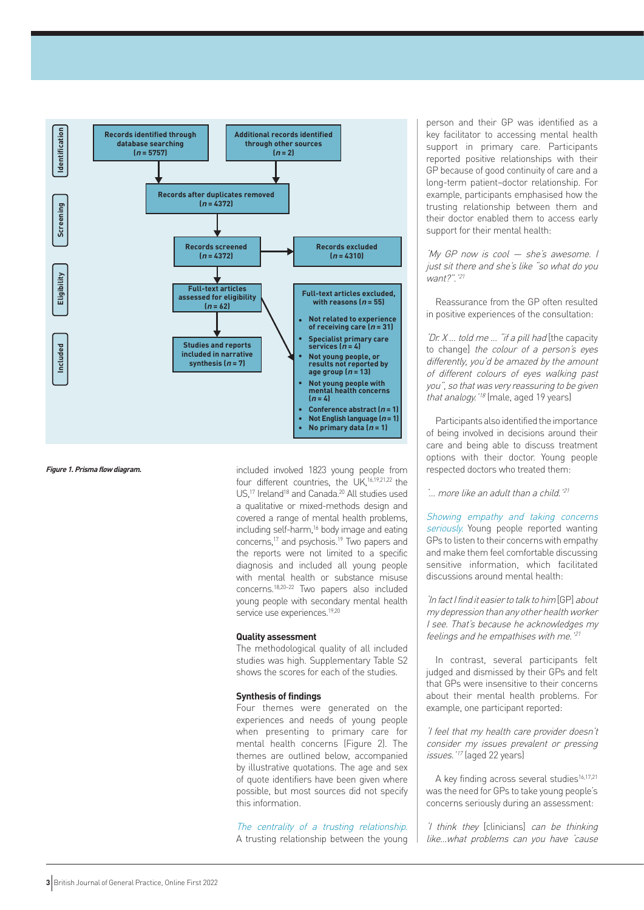Identification

Screening

Eligibility

Included

Records identified through database searching (*n* = 5757)

Additional records identified through other sources (*n* = 2)

Records after duplicates removed (*n* = 4372)

Records screened (*n* = 4372)

Records excluded (*n* = 4310)

Full-text articles assessed for eligibility (*n* = 62)

Full-text articles excluded, with reasons (*n* = 55)

- Not related to experience of receiving care (*n* = 31)
- Specialist primary care services (*n* = 4)
- Not young people, or results not reported by age group (*n* = 13)
- Not young people with mental health concerns (*n* = 4)
- Conference abstract (*n* = 1)
- Not English language (*n* = 1)
- No primary data (*n* = 1)

Studies and reports included in narrative synthesis (*n* = 7)

***Figure 1. Prisma flow diagram.***

included involved 1823 young people from four different countries, the UK,[16,19,21,22] the US,[17] Ireland[18] and Canada.[20] All studies used a qualitative or mixed-methods design and covered a range of mental health problems, including self-harm,[16] body image and eating concerns,[17] and psychosis.[19] Two papers and the reports were not limited to a specific diagnosis and included all young people with mental health or substance misuse concerns.[18,20–22] Two papers also included young people with secondary mental health service use experiences.[19,20]

### Quality assessment

The methodological quality of all included studies was high. Supplementary Table S2 shows the scores for each of the studies.

### Synthesis of findings

Four themes were generated on the experiences and needs of young people when presenting to primary care for mental health concerns (Figure 2). The themes are outlined below, accompanied by illustrative quotations. The age and sex of quote identifiers have been given where possible, but most sources did not specify this information.

*The centrality of a trusting relationship.* A trusting relationship between the young person and their GP was identified as a key facilitator to accessing mental health support in primary care. Participants reported positive relationships with their GP because of good continuity of care and a long-term patient–doctor relationship. For example, participants emphasised how the trusting relationship between them and their doctor enabled them to access early support for their mental health:

*'My GP now is cool — she's awesome. I just sit there and she's like "so what do you want?".'*[21]

Reassurance from the GP often resulted in positive experiences of the consultation:

*'Dr. X … told me … "if a pill had* [the capacity to change] *the colour of a person's eyes differently, you'd be amazed by the amount of different colours of eyes walking past you", so that was very reassuring to be given that analogy.'*[18] (male, aged 19 years)

Participants also identified the importance of being involved in decisions around their care and being able to discuss treatment options with their doctor. Young people respected doctors who treated them:

*'… more like an adult than a child.'*[21]

*Showing empathy and taking concerns seriously.* Young people reported wanting GPs to listen to their concerns with empathy and to make them feel comfortable discussing sensitive information, which facilitated discussions around mental health:

*'In fact I find it easier to talk to him* [GP] *about my depression than any other health worker I see. That's because he acknowledges my feelings and he empathises with me.'*[21]

In contrast, several participants felt judged and dismissed by their GPs and felt that GPs were insensitive to their concerns about their mental health problems. For example, one participant reported:

*'I feel that my health care provider doesn't consider my issues prevalent or pressing issues.'*[17] (aged 22 years)

A key finding across several studies[16,17,21] was the need for GPs to take young people's concerns seriously during an assessment:

*'I think they* [clinicians] *can be thinking like…what problems can you have 'cause*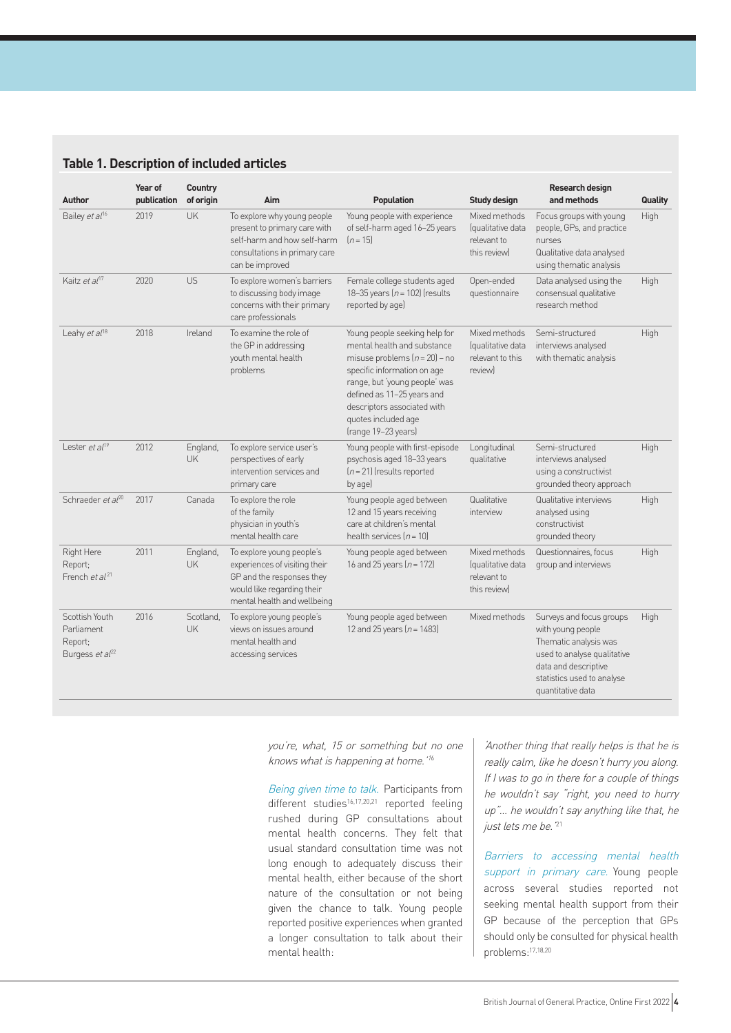## Table 1. Description of included articles

| Author | Year of publication | Country of origin | Aim | Population | Study design | Research design and methods | Quality |
|---|---|---|---|---|---|---|---|
| Bailey *et al*[16] | 2019 | UK | To explore why young people present to primary care with self-harm and how self-harm consultations in primary care can be improved | Young people with experience of self-harm aged 16–25 years (*n* = 15) | Mixed methods (qualitative data relevant to this review) | Focus groups with young people, GPs, and practice nurses Qualitative data analysed using thematic analysis | High |
| Kaitz *et al*[17] | 2020 | US | To explore women's barriers to discussing body image concerns with their primary care professionals | Female college students aged 18–35 years (*n* = 102) (results reported by age) | Open-ended questionnaire | Data analysed using the consensual qualitative research method | High |
| Leahy *et al*[18] | 2018 | Ireland | To examine the role of the GP in addressing youth mental health problems | Young people seeking help for mental health and substance misuse problems (*n* = 20) – no specific information on age range, but 'young people' was defined as 11–25 years and descriptors associated with quotes included age (range 19–23 years) | Mixed methods (qualitative data relevant to this review) | Semi-structured interviews analysed with thematic analysis | High |
| Lester *et al*[19] | 2012 | England, UK | To explore service user's perspectives of early intervention services and primary care | Young people with first-episode psychosis aged 18–33 years (*n* = 21) (results reported by age) | Longitudinal qualitative | Semi-structured interviews analysed using a constructivist grounded theory approach | High |
| Schraeder *et al*[20] | 2017 | Canada | To explore the role of the family physician in youth's mental health care | Young people aged between 12 and 15 years receiving care at children's mental health services (*n* = 10) | Qualitative interview | Qualitative interviews analysed using constructivist grounded theory | High |
| Right Here Report; French *et al*[21] | 2011 | England, UK | To explore young people's experiences of visiting their GP and the responses they would like regarding their mental health and wellbeing | Young people aged between 16 and 25 years (*n* = 172) | Mixed methods (qualitative data relevant to this review) | Questionnaires, focus group and interviews | High |
| Scottish Youth Parliament Report; Burgess *et al*[22] | 2016 | Scotland, UK | To explore young people's views on issues around mental health and accessing services | Young people aged between 12 and 25 years (*n* = 1483) | Mixed methods | Surveys and focus groups with young people Thematic analysis was used to analyse qualitative data and descriptive statistics used to analyse quantitative data | High |

*you're, what, 15 or something but no one knows what is happening at home.'*[16]

*Being given time to talk.* Participants from different studies[16,17,20,21] reported feeling rushed during GP consultations about mental health concerns. They felt that usual standard consultation time was not long enough to adequately discuss their mental health, either because of the short nature of the consultation or not being given the chance to talk. Young people reported positive experiences when granted a longer consultation to talk about their mental health:

*'Another thing that really helps is that he is really calm, like he doesn't hurry you along. If I was to go in there for a couple of things he wouldn't say "right, you need to hurry up"… he wouldn't say anything like that, he just lets me be.'*[21]

*Barriers to accessing mental health support in primary care.* Young people across several studies reported not seeking mental health support from their GP because of the perception that GPs should only be consulted for physical health problems:[17,18,20]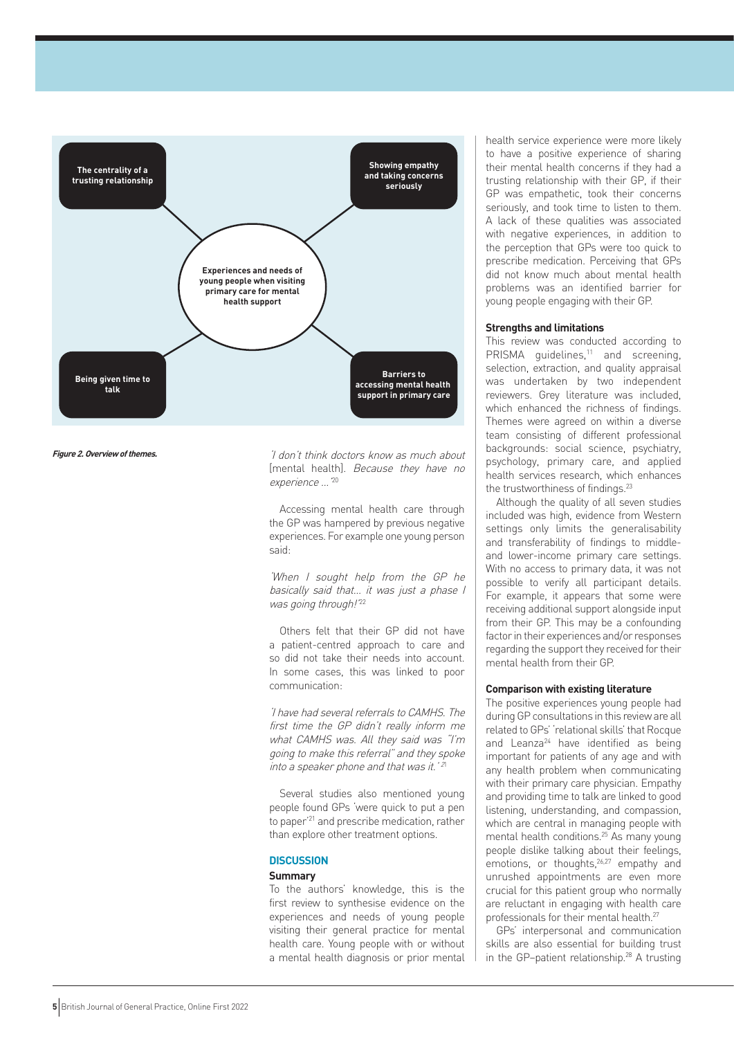The centrality of a trusting relationship

Showing empathy and taking concerns seriously

Experiences and needs of young people when visiting primary care for mental health support

Being given time to talk

Barriers to accessing mental health support in primary care

**Figure 2. Overview of themes.**

*'I don't think doctors know as much about* [mental health]. *Because they have no experience ...'*[20]

Accessing mental health care through the GP was hampered by previous negative experiences. For example one young person said:

*'When I sought help from the GP he basically said that… it was just a phase I was going through!'*[22]

Others felt that their GP did not have a patient-centred approach to care and so did not take their needs into account. In some cases, this was linked to poor communication:

*'I have had several referrals to CAMHS. The first time the GP didn't really inform me what CAMHS was. All they said was "I'm going to make this referral" and they spoke into a speaker phone and that was it.'*[21]

Several studies also mentioned young people found GPs 'were quick to put a pen to paper'[21] and prescribe medication, rather than explore other treatment options.

## DISCUSSION

### Summary

To the authors' knowledge, this is the first review to synthesise evidence on the experiences and needs of young people visiting their general practice for mental health care. Young people with or without a mental health diagnosis or prior mental health service experience were more likely to have a positive experience of sharing their mental health concerns if they had a trusting relationship with their GP, if their GP was empathetic, took their concerns seriously, and took time to listen to them. A lack of these qualities was associated with negative experiences, in addition to the perception that GPs were too quick to prescribe medication. Perceiving that GPs did not know much about mental health problems was an identified barrier for young people engaging with their GP.

### Strengths and limitations

This review was conducted according to PRISMA guidelines,[11] and screening, selection, extraction, and quality appraisal was undertaken by two independent reviewers. Grey literature was included, which enhanced the richness of findings. Themes were agreed on within a diverse team consisting of different professional backgrounds: social science, psychiatry, psychology, primary care, and applied health services research, which enhances the trustworthiness of findings.[23]

Although the quality of all seven studies included was high, evidence from Western settings only limits the generalisability and transferability of findings to middle- and lower-income primary care settings. With no access to primary data, it was not possible to verify all participant details. For example, it appears that some were receiving additional support alongside input from their GP. This may be a confounding factor in their experiences and/or responses regarding the support they received for their mental health from their GP.

### Comparison with existing literature

The positive experiences young people had during GP consultations in this review are all related to GPs' 'relational skills' that Rocque and Leanza[24] have identified as being important for patients of any age and with any health problem when communicating with their primary care physician. Empathy and providing time to talk are linked to good listening, understanding, and compassion, which are central in managing people with mental health conditions.[25] As many young people dislike talking about their feelings, emotions, or thoughts,[26,27] empathy and unrushed appointments are even more crucial for this patient group who normally are reluctant in engaging with health care professionals for their mental health.[27]

GPs' interpersonal and communication skills are also essential for building trust in the GP–patient relationship.[28] A trusting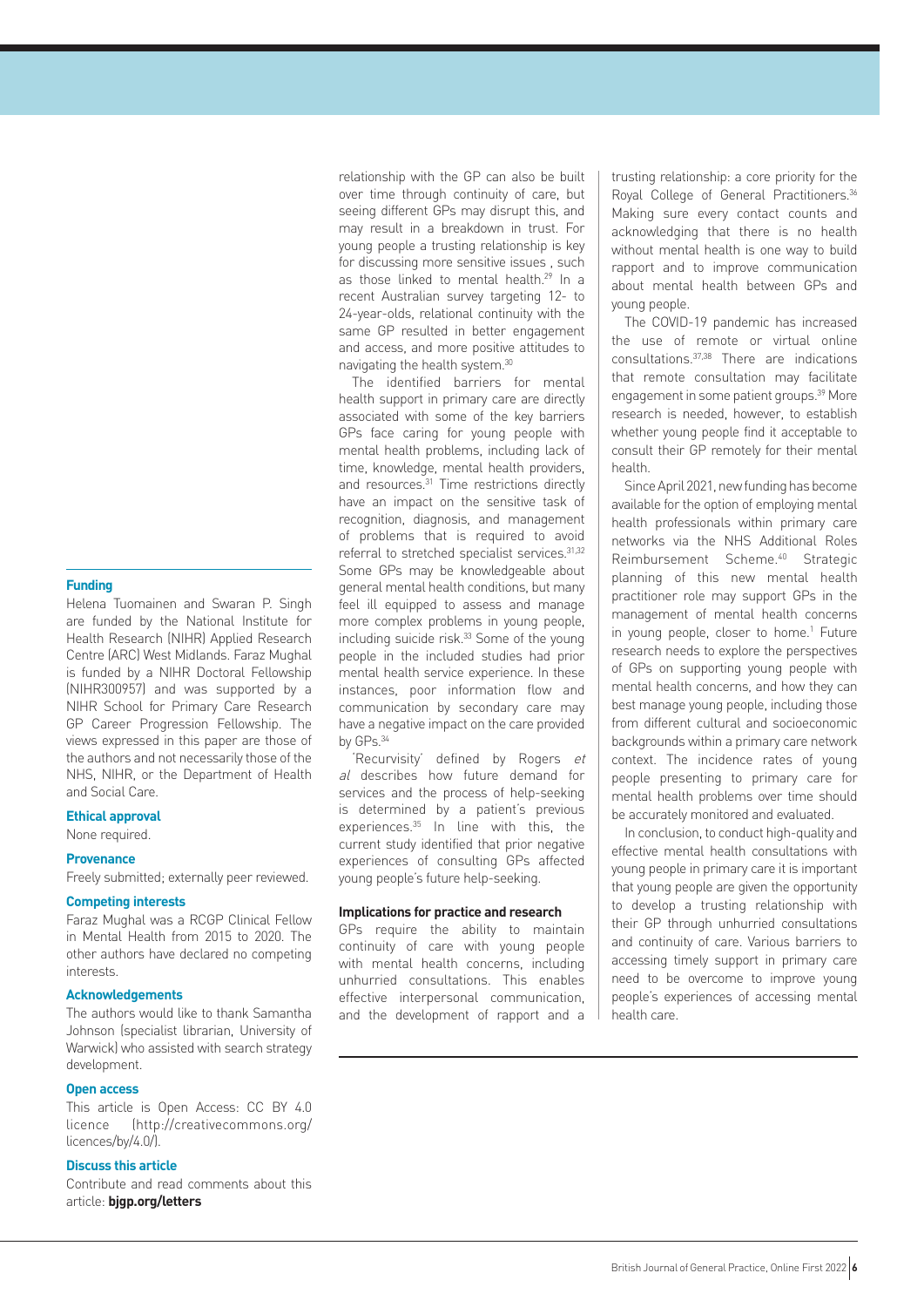relationship with the GP can also be built over time through continuity of care, but seeing different GPs may disrupt this, and may result in a breakdown in trust. For young people a trusting relationship is key for discussing more sensitive issues , such as those linked to mental health.[29] In a recent Australian survey targeting 12- to 24-year-olds, relational continuity with the same GP resulted in better engagement and access, and more positive attitudes to navigating the health system.[30]

The identified barriers for mental health support in primary care are directly associated with some of the key barriers GPs face caring for young people with mental health problems, including lack of time, knowledge, mental health providers, and resources.[31] Time restrictions directly have an impact on the sensitive task of recognition, diagnosis, and management of problems that is required to avoid referral to stretched specialist services.[31,32] Some GPs may be knowledgeable about general mental health conditions, but many feel ill equipped to assess and manage more complex problems in young people, including suicide risk.[33] Some of the young people in the included studies had prior mental health service experience. In these instances, poor information flow and communication by secondary care may have a negative impact on the care provided by GPs.[34]

'Recursivity' defined by Rogers *et al* describes how future demand for services and the process of help-seeking is determined by a patient's previous experiences.[35] In line with this, the current study identified that prior negative experiences of consulting GPs affected young people's future help-seeking.

### Implications for practice and research

GPs require the ability to maintain continuity of care with young people with mental health concerns, including unhurried consultations. This enables effective interpersonal communication, and the development of rapport and a trusting relationship: a core priority for the Royal College of General Practitioners.[36] Making sure every contact counts and acknowledging that there is no health without mental health is one way to build rapport and to improve communication about mental health between GPs and young people.

The COVID-19 pandemic has increased the use of remote or virtual online consultations.[37,38] There are indications that remote consultation may facilitate engagement in some patient groups.[39] More research is needed, however, to establish whether young people find it acceptable to consult their GP remotely for their mental health.

Since April 2021, new funding has become available for the option of employing mental health professionals within primary care networks via the NHS Additional Roles Reimbursement Scheme.[40] Strategic planning of this new mental health practitioner role may support GPs in the management of mental health concerns in young people, closer to home.[1] Future research needs to explore the perspectives of GPs on supporting young people with mental health concerns, and how they can best manage young people, including those from different cultural and socioeconomic backgrounds within a primary care network context. The incidence rates of young people presenting to primary care for mental health problems over time should be accurately monitored and evaluated.

In conclusion, to conduct high-quality and effective mental health consultations with young people in primary care it is important that young people are given the opportunity to develop a trusting relationship with their GP through unhurried consultations and continuity of care. Various barriers to accessing timely support in primary care need to be overcome to improve young people's experiences of accessing mental health care.

#### Funding

Helena Tuomainen and Swaran P. Singh are funded by the National Institute for Health Research (NIHR) Applied Research Centre (ARC) West Midlands. Faraz Mughal is funded by a NIHR Doctoral Fellowship (NIHR300957) and was supported by a NIHR School for Primary Care Research GP Career Progression Fellowship. The views expressed in this paper are those of the authors and not necessarily those of the NHS, NIHR, or the Department of Health and Social Care.

#### Ethical approval

None required.

#### Provenance

Freely submitted; externally peer reviewed.

#### Competing interests

Faraz Mughal was a RCGP Clinical Fellow in Mental Health from 2015 to 2020. The other authors have declared no competing interests.

#### Acknowledgements

The authors would like to thank Samantha Johnson (specialist librarian, University of Warwick) who assisted with search strategy development.

#### Open access

This article is Open Access: CC BY 4.0 licence (http://creativecommons.org/licences/by/4.0/).

#### Discuss this article

Contribute and read comments about this article: **bjgp.org/letters**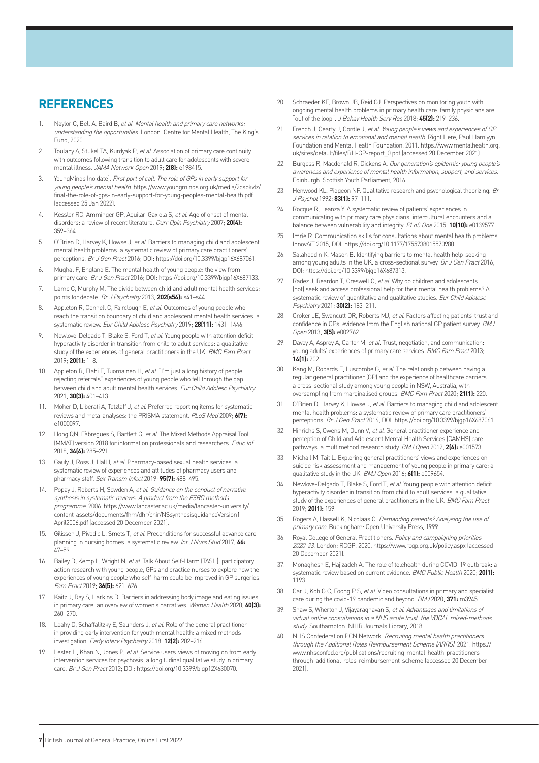## REFERENCES

1. Naylor C, Bell A, Baird B, *et al. Mental health and primary care networks: understanding the opportunities*. London: Centre for Mental Health, The King's Fund, 2020.
2. Toulany A, Stukel TA, Kurdyak P, *et al.* Association of primary care continuity with outcomes following transition to adult care for adolescents with severe mental illness. *JAMA Network Open* 2019; **2(8):** e198415.
3. YoungMinds (no date). *First port of call. The role of GPs in early support for young people's mental health*. https://www.youngminds.org.uk/media/2csbkvlz/final-the-role-of-gps-in-early-support-for-young-peoples-mental-health.pdf (accessed 25 Jan 2022).
4. Kessler RC, Amminger GP, Aguilar-Gaxiola S, *et al.* Age of onset of mental disorders: a review of recent literature. *Curr Opin Psychiatry* 2007; **20(4):** 359–364.
5. O'Brien D, Harvey K, Howse J, *et al.* Barriers to managing child and adolescent mental health problems: a systematic review of primary care practitioners' perceptions. *Br J Gen Pract* 2016; DOI: https://doi.org/10.3399/bjgp16X687061.
6. Mughal F, England E. The mental health of young people: the view from primary care. *Br J Gen Pract* 2016; DOI: https://doi.org/10.3399/bjgp16X687133.
7. Lamb C, Murphy M. The divide between child and adult mental health services: points for debate. *Br J Psychiatry* 2013; **202(s54):** s41–s44.
8. Appleton R, Connell C, Fairclough E, *et al.* Outcomes of young people who reach the transition boundary of child and adolescent mental health services: a systematic review. *Eur Child Adolesc Psychiatry* 2019; **28(11):** 1431–1446.
9. Newlove-Delgado T, Blake S, Ford T, *et al.* Young people with attention deficit hyperactivity disorder in transition from child to adult services: a qualitative study of the experiences of general practitioners in the UK. *BMC Fam Pract* 2019; **20(1):** 1–8.
10. Appleton R, Elahi F, Tuomainen H, *et al.* "I'm just a long history of people rejecting referrals" experiences of young people who fell through the gap between child and adult mental health services. *Eur Child Adolesc Psychiatry* 2021; **30(3):** 401–413.
11. Moher D, Liberati A, Tetzlaff J, *et al.* Preferred reporting items for systematic reviews and meta-analyses: the PRISMA statement. *PLoS Med* 2009; **6(7):** e1000097.
12. Hong QN, Fàbregues S, Bartlett G, *et al.* The Mixed Methods Appraisal Tool (MMAT) version 2018 for information professionals and researchers. *Educ Inf* 2018; **34(4):** 285–291.
13. Gauly J, Ross J, Hall I, *et al.* Pharmacy-based sexual health services: a systematic review of experiences and attitudes of pharmacy users and pharmacy staff. *Sex Transm Infect* 2019; **95(7):** 488–495.
14. Popay J, Roberts H, Sowden A, *et al. Guidance on the conduct of narrative synthesis in systematic reviews. A product from the ESRC methods programme*. 2006. https://www.lancaster.ac.uk/media/lancaster-university/content-assets/documents/fhm/dhr/chir/NSsynthesisguidanceVersion1-April2006.pdf (accessed 20 December 2021).
15. Gilissen J, Pivodic L, Smets T, *et al.* Preconditions for successful advance care planning in nursing homes: a systematic review. *Int J Nurs Stud* 2017; **66:** 47–59.
16. Bailey D, Kemp L, Wright N, *et al.* Talk About Self-Harm (TASH): participatory action research with young people, GPs and practice nurses to explore how the experiences of young people who self-harm could be improved in GP surgeries. *Fam Pract* 2019; **36(5):** 621–626.
17. Kaitz J, Ray S, Harkins D. Barriers in addressing body image and eating issues in primary care: an overview of women's narratives. *Women Health* 2020; **60(3):** 260–270.
18. Leahy D, Schaffalitzky E, Saunders J, *et al.* Role of the general practitioner in providing early intervention for youth mental health: a mixed methods investigation. *Early Interv Psychiatry* 2018; **12(2):** 202–216.
19. Lester H, Khan N, Jones P, *et al.* Service users' views of moving on from early intervention services for psychosis: a longitudinal qualitative study in primary care. *Br J Gen Pract* 2012; DOI: https://doi.org/10.3399/bjgp12X630070.
20. Schraeder KE, Brown JB, Reid GJ. Perspectives on monitoring youth with ongoing mental health problems in primary health care: family physicians are "out of the loop". *J Behav Health Serv Res* 2018; **45(2):** 219–236.
21. French J, Gearty J, Cordle J, *et al. Young people's views and experiences of GP services in relation to emotional and mental health*. Right Here, Paul Hamlyn Foundation and Mental Health Foundation, 2011. https://www.mentalhealth.org.uk/sites/default/files/RH-GP-report_0.pdf (accessed 20 December 2021).
22. Burgess R, Macdonald R, Dickens A. *Our generation's epidemic: young people's awareness and experience of mental health information, support, and services*. Edinburgh: Scottish Youth Parliament, 2016.
23. Henwood KL, Pidgeon NF. Qualitative research and psychological theorizing. *Br J Psychol* 1992; **83(1):** 97–111.
24. Rocque R, Leanza Y. A systematic review of patients' experiences in communicating with primary care physicians: intercultural encounters and a balance between vulnerability and integrity. *PLoS One* 2015; **10(10):** e0139577.
25. Imrie R. Communication skills for consultations about mental health problems. InnovAiT 2015; DOI: https://doi.org/10.1177/1755738015570980.
26. Salaheddin K, Mason B. Identifying barriers to mental health help-seeking among young adults in the UK: a cross-sectional survey. *Br J Gen Pract* 2016; DOI: https://doi.org/10.3399/bjgp16X687313.
27. Radez J, Reardon T, Creswell C, *et al.* Why do children and adolescents (not) seek and access professional help for their mental health problems? A systematic review of quantitative and qualitative studies. *Eur Child Adolesc Psychiatry* 2021; **30(2):** 183–211.
28. Croker JE, Swancutt DR, Roberts MJ, *et al.* Factors affecting patients' trust and confidence in GPs: evidence from the English national GP patient survey. *BMJ Open* 2013; **3(5):** e002762.
29. Davey A, Asprey A, Carter M, *et al.* Trust, negotiation, and communication: young adults' experiences of primary care services. *BMC Fam Pract* 2013; **14(1):** 202.
30. Kang M, Robards F, Luscombe G, *et al.* The relationship between having a regular general practitioner (GP) and the experience of healthcare barriers: a cross-sectional study among young people in NSW, Australia, with oversampling from marginalised groups. *BMC Fam Pract* 2020; **21(1):** 220.
31. O'Brien D, Harvey K, Howse J, *et al.* Barriers to managing child and adolescent mental health problems: a systematic review of primary care practitioners' perceptions. *Br J Gen Pract* 2016; DOI: https://doi.org/10.3399/bjgp16X687061.
32. Hinrichs S, Owens M, Dunn V, *et al.* General practitioner experience and perception of Child and Adolescent Mental Health Services (CAMHS) care pathways: a multimethod research study. *BMJ Open* 2012; **2(6):** e001573.
33. Michail M, Tait L. Exploring general practitioners' views and experiences on suicide risk assessment and management of young people in primary care: a qualitative study in the UK. *BMJ Open* 2016; **6(1):** e009654.
34. Newlove-Delgado T, Blake S, Ford T, *et al.* Young people with attention deficit hyperactivity disorder in transition from child to adult services: a qualitative study of the experiences of general practitioners in the UK. *BMC Fam Pract* 2019; **20(1):** 159.
35. Rogers A, Hassell K, Nicolaas G. *Demanding patients? Analysing the use of primary care*. Buckingham: Open University Press, 1999.
36. Royal College of General Practitioners. *Policy and campaigning priorities 2020-23*. London: RCGP, 2020. https://www.rcgp.org.uk/policy.aspx (accessed 20 December 2021).
37. Monaghesh E, Hajizadeh A. The role of telehealth during COVID-19 outbreak: a systematic review based on current evidence. *BMC Public Health* 2020; **20(1):** 1193.
38. Car J, Koh G C, Foong P S, *et al.* Video consultations in primary and specialist care during the covid-19 pandemic and beyond. *BMJ* 2020; **371:** m3945.
39. Shaw S, Wherton J, Vijayaraghavan S, *et al. Advantages and limitations of virtual online consultations in a NHS acute trust: the VOCAL mixed-methods study*. Southampton: NIHR Journals Library, 2018.
40. NHS Confederation PCN Network. *Recruiting mental health practitioners through the Additional Roles Reimbursement Scheme (ARRS)*. 2021. https://www.nhsconfed.org/publications/recruiting-mental-health-practitioners-through-additional-roles-reimbursement-scheme (accessed 20 December 2021).